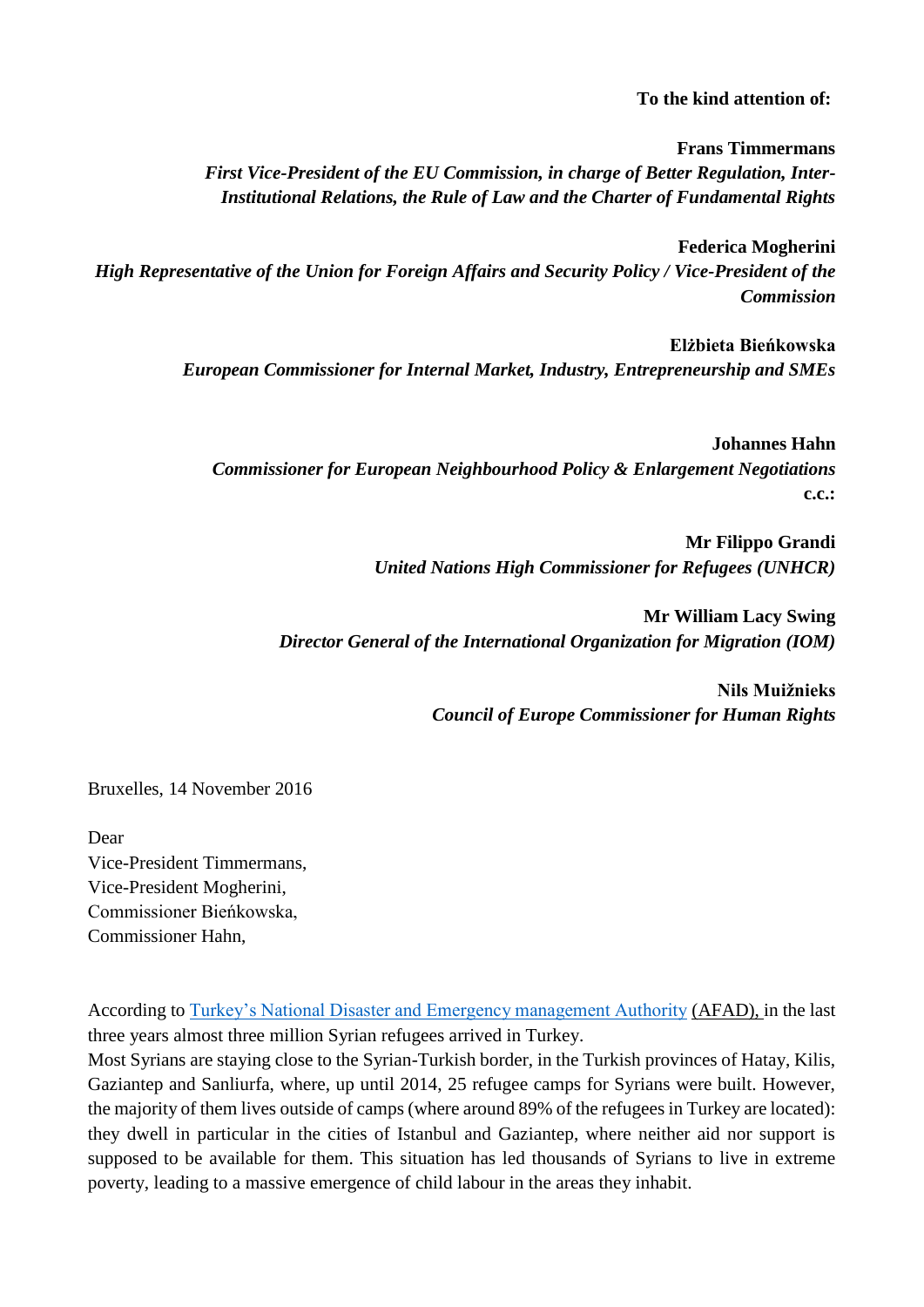**To the kind attention of:**

**Frans Timmermans**
***First Vice-President of the EU Commission, in charge of Better Regulation, Inter-Institutional Relations, the Rule of Law and the Charter of Fundamental Rights***

**Federica Mogherini**
***High Representative of the Union for Foreign Affairs and Security Policy / Vice-President of the Commission***

**Elżbieta Bieńkowska**
***European Commissioner for Internal Market, Industry, Entrepreneurship and SMEs***

**Johannes Hahn**
***Commissioner for European Neighbourhood Policy & Enlargement Negotiations***

**c.c.:**

**Mr Filippo Grandi**
***United Nations High Commissioner for Refugees (UNHCR)***

**Mr William Lacy Swing**
***Director General of the International Organization for Migration (IOM)***

**Nils Muižnieks**
***Council of Europe Commissioner for Human Rights***

Bruxelles, 14 November 2016

Dear
Vice-President Timmermans,
Vice-President Mogherini,
Commissioner Bieńkowska,
Commissioner Hahn,

According to Turkey's National Disaster and Emergency management Authority (AFAD), in the last three years almost three million Syrian refugees arrived in Turkey.
Most Syrians are staying close to the Syrian-Turkish border, in the Turkish provinces of Hatay, Kilis, Gaziantep and Sanliurfa, where, up until 2014, 25 refugee camps for Syrians were built. However, the majority of them lives outside of camps (where around 89% of the refugees in Turkey are located): they dwell in particular in the cities of Istanbul and Gaziantep, where neither aid nor support is supposed to be available for them. This situation has led thousands of Syrians to live in extreme poverty, leading to a massive emergence of child labour in the areas they inhabit.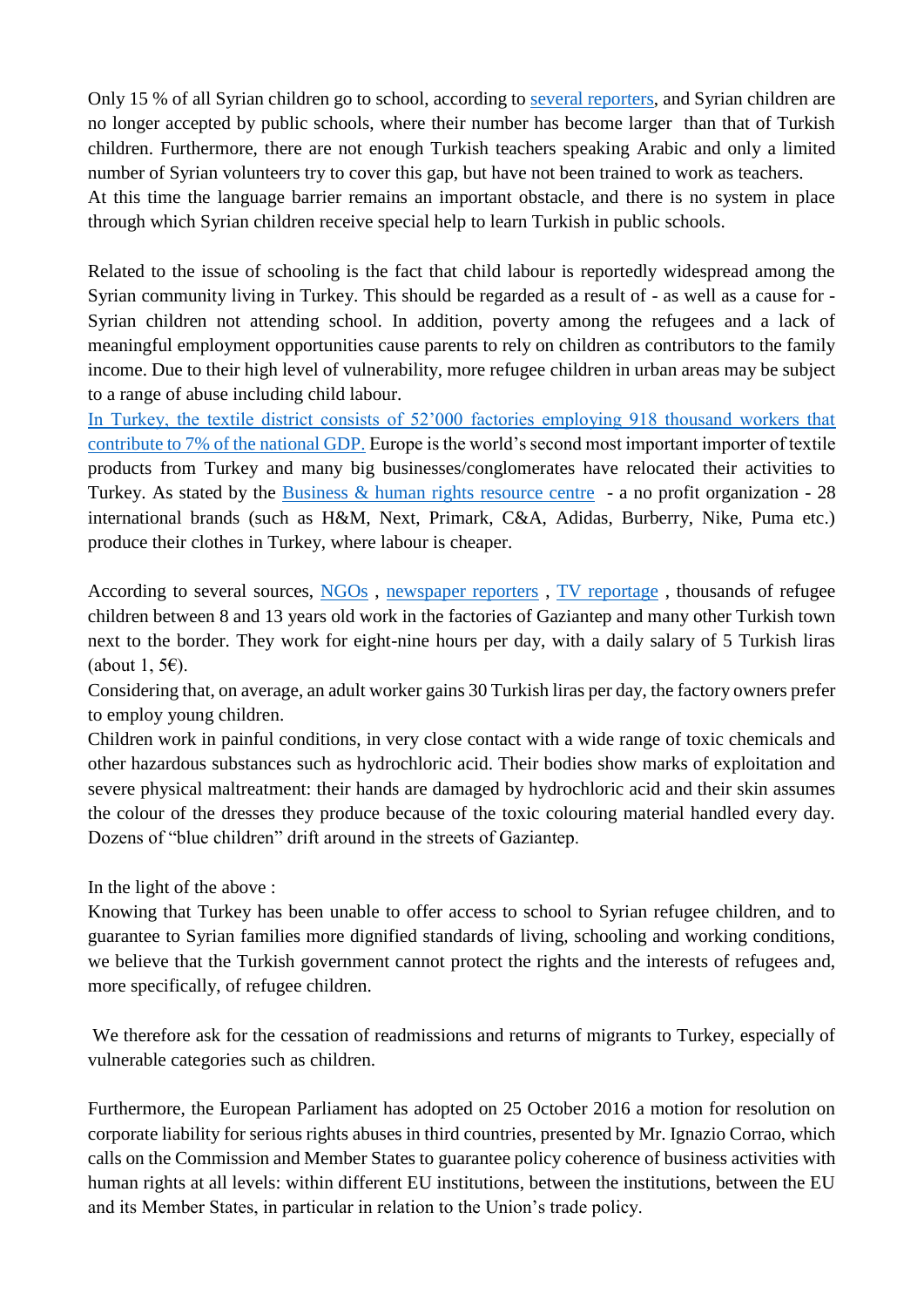Only 15 % of all Syrian children go to school, according to several reporters, and Syrian children are no longer accepted by public schools, where their number has become larger than that of Turkish children. Furthermore, there are not enough Turkish teachers speaking Arabic and only a limited number of Syrian volunteers try to cover this gap, but have not been trained to work as teachers.
At this time the language barrier remains an important obstacle, and there is no system in place through which Syrian children receive special help to learn Turkish in public schools.

Related to the issue of schooling is the fact that child labour is reportedly widespread among the Syrian community living in Turkey. This should be regarded as a result of - as well as a cause for - Syrian children not attending school. In addition, poverty among the refugees and a lack of meaningful employment opportunities cause parents to rely on children as contributors to the family income. Due to their high level of vulnerability, more refugee children in urban areas may be subject to a range of abuse including child labour.
In Turkey, the textile district consists of 52'000 factories employing 918 thousand workers that contribute to 7% of the national GDP. Europe is the world's second most important importer of textile products from Turkey and many big businesses/conglomerates have relocated their activities to Turkey. As stated by the Business & human rights resource centre - a no profit organization - 28 international brands (such as H&M, Next, Primark, C&A, Adidas, Burberry, Nike, Puma etc.) produce their clothes in Turkey, where labour is cheaper.

According to several sources, NGOs , newspaper reporters , TV reportage , thousands of refugee children between 8 and 13 years old work in the factories of Gaziantep and many other Turkish town next to the border. They work for eight-nine hours per day, with a daily salary of 5 Turkish liras (about 1, 5€).
Considering that, on average, an adult worker gains 30 Turkish liras per day, the factory owners prefer to employ young children.
Children work in painful conditions, in very close contact with a wide range of toxic chemicals and other hazardous substances such as hydrochloric acid. Their bodies show marks of exploitation and severe physical maltreatment: their hands are damaged by hydrochloric acid and their skin assumes the colour of the dresses they produce because of the toxic colouring material handled every day. Dozens of "blue children" drift around in the streets of Gaziantep.

In the light of the above :
Knowing that Turkey has been unable to offer access to school to Syrian refugee children, and to guarantee to Syrian families more dignified standards of living, schooling and working conditions, we believe that the Turkish government cannot protect the rights and the interests of refugees and, more specifically, of refugee children.

We therefore ask for the cessation of readmissions and returns of migrants to Turkey, especially of vulnerable categories such as children.

Furthermore, the European Parliament has adopted on 25 October 2016 a motion for resolution on corporate liability for serious rights abuses in third countries, presented by Mr. Ignazio Corrao, which calls on the Commission and Member States to guarantee policy coherence of business activities with human rights at all levels: within different EU institutions, between the institutions, between the EU and its Member States, in particular in relation to the Union's trade policy.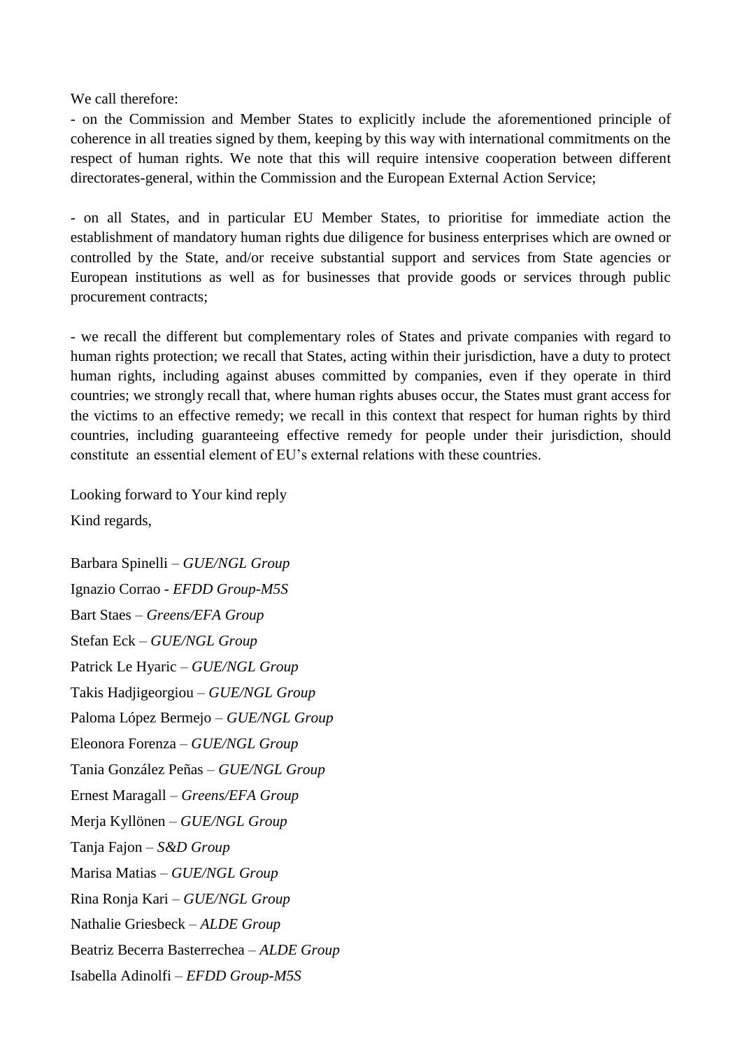We call therefore:

- on the Commission and Member States to explicitly include the aforementioned principle of coherence in all treaties signed by them, keeping by this way with international commitments on the respect of human rights. We note that this will require intensive cooperation between different directorates-general, within the Commission and the European External Action Service;

- on all States, and in particular EU Member States, to prioritise for immediate action the establishment of mandatory human rights due diligence for business enterprises which are owned or controlled by the State, and/or receive substantial support and services from State agencies or European institutions as well as for businesses that provide goods or services through public procurement contracts;

- we recall the different but complementary roles of States and private companies with regard to human rights protection; we recall that States, acting within their jurisdiction, have a duty to protect human rights, including against abuses committed by companies, even if they operate in third countries; we strongly recall that, where human rights abuses occur, the States must grant access for the victims to an effective remedy; we recall in this context that respect for human rights by third countries, including guaranteeing effective remedy for people under their jurisdiction, should constitute an essential element of EU's external relations with these countries.

Looking forward to Your kind reply

Kind regards,

Barbara Spinelli – *GUE/NGL Group*

Ignazio Corrao - *EFDD Group-M5S*

Bart Staes – *Greens/EFA Group*

Stefan Eck – *GUE/NGL Group*

Patrick Le Hyaric – *GUE/NGL Group*

Takis Hadjigeorgiou – *GUE/NGL Group*

Paloma López Bermejo – *GUE/NGL Group*

Eleonora Forenza – *GUE/NGL Group*

Tania González Peñas – *GUE/NGL Group*

Ernest Maragall – *Greens/EFA Group*

Merja Kyllönen – *GUE/NGL Group*

Tanja Fajon – *S&D Group*

Marisa Matias – *GUE/NGL Group*

Rina Ronja Kari – *GUE/NGL Group*

Nathalie Griesbeck – *ALDE Group*

Beatriz Becerra Basterrechea – *ALDE Group*

Isabella Adinolfi – *EFDD Group-M5S*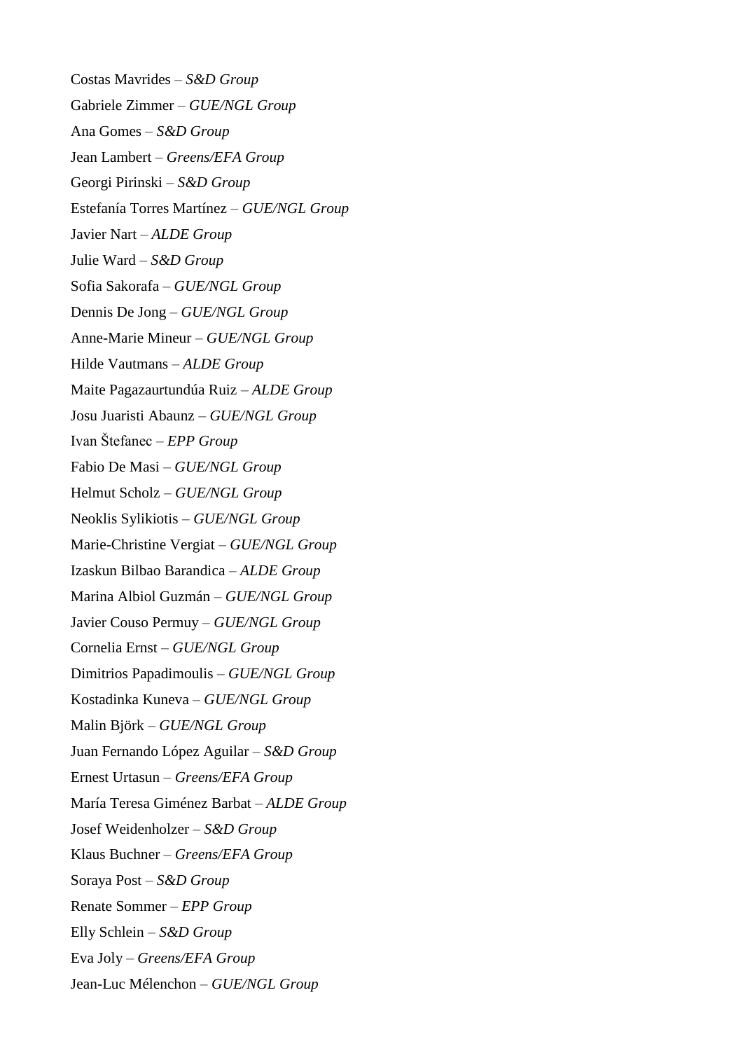Costas Mavrides – *S&D Group*

Gabriele Zimmer – *GUE/NGL Group*

Ana Gomes – *S&D Group*

Jean Lambert – *Greens/EFA Group*

Georgi Pirinski – *S&D Group*

Estefanía Torres Martínez – *GUE/NGL Group*

Javier Nart – *ALDE Group*

Julie Ward – *S&D Group*

Sofia Sakorafa – *GUE/NGL Group*

Dennis De Jong – *GUE/NGL Group*

Anne-Marie Mineur – *GUE/NGL Group*

Hilde Vautmans – *ALDE Group*

Maite Pagazaurtundúa Ruiz – *ALDE Group*

Josu Juaristi Abaunz – *GUE/NGL Group*

Ivan Štefanec – *EPP Group*

Fabio De Masi – *GUE/NGL Group*

Helmut Scholz – *GUE/NGL Group*

Neoklis Sylikiotis – *GUE/NGL Group*

Marie-Christine Vergiat – *GUE/NGL Group*

Izaskun Bilbao Barandica – *ALDE Group*

Marina Albiol Guzmán – *GUE/NGL Group*

Javier Couso Permuy – *GUE/NGL Group*

Cornelia Ernst – *GUE/NGL Group*

Dimitrios Papadimoulis – *GUE/NGL Group*

Kostadinka Kuneva – *GUE/NGL Group*

Malin Björk – *GUE/NGL Group*

Juan Fernando López Aguilar – *S&D Group*

Ernest Urtasun – *Greens/EFA Group*

María Teresa Giménez Barbat – *ALDE Group*

Josef Weidenholzer – *S&D Group*

Klaus Buchner – *Greens/EFA Group*

Soraya Post – *S&D Group*

Renate Sommer – *EPP Group*

Elly Schlein – *S&D Group*

Eva Joly – *Greens/EFA Group*

Jean-Luc Mélenchon – *GUE/NGL Group*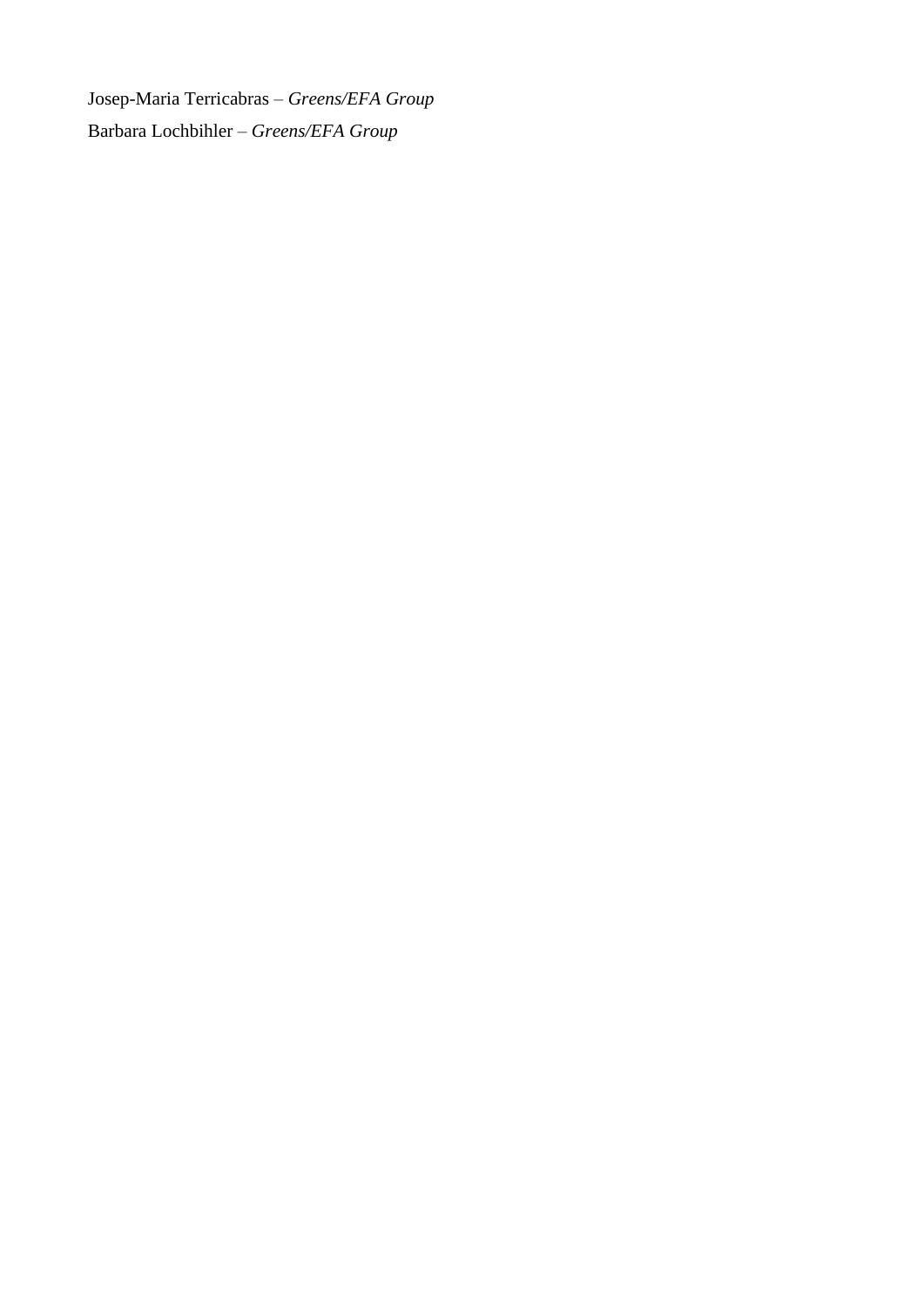Josep-Maria Terricabras – *Greens/EFA Group*

Barbara Lochbihler – *Greens/EFA Group*